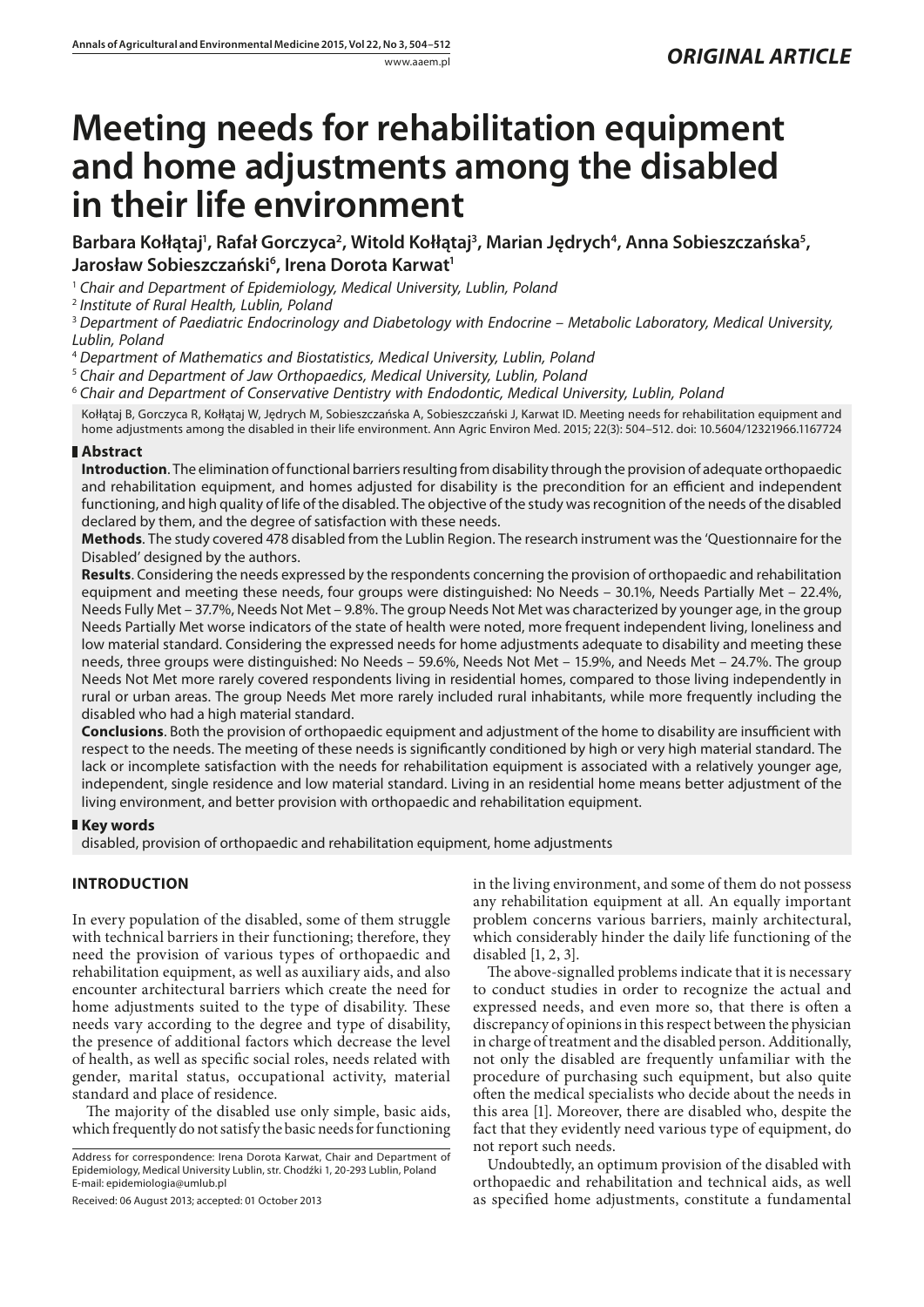*ORIGINAL ARTICLE*

# Meeting needs for rehabilitation equipment and home adjustments among the disabled in their life environment

**Barbara Kołłątaj[1], Rafał Gorczyca[2], Witold Kołłątaj[3], Marian Jędrych[4], Anna Sobieszczańska[5], Jarosław Sobieszczański[6], Irena Dorota Karwat[1]**

[1] *Chair and Department of Epidemiology, Medical University, Lublin, Poland*

[2] *Institute of Rural Health, Lublin, Poland*

[3] *Department of Paediatric Endocrinology and Diabetology with Endocrine – Metabolic Laboratory, Medical University, Lublin, Poland*

[4] *Department of Mathematics and Biostatistics, Medical University, Lublin, Poland*

[5] *Chair and Department of Jaw Orthopaedics, Medical University, Lublin, Poland*

[6] *Chair and Department of Conservative Dentistry with Endodontic, Medical University, Lublin, Poland*

Kołłątaj B, Gorczyca R, Kołłątaj W, Jędrych M, Sobieszczańska A, Sobieszczański J, Karwat ID. Meeting needs for rehabilitation equipment and home adjustments among the disabled in their life environment. Ann Agric Environ Med. 2015; 22(3): 504–512. doi: 10.5604/12321966.1167724

## Abstract

**Introduction**. The elimination of functional barriers resulting from disability through the provision of adequate orthopaedic and rehabilitation equipment, and homes adjusted for disability is the precondition for an efficient and independent functioning, and high quality of life of the disabled. The objective of the study was recognition of the needs of the disabled declared by them, and the degree of satisfaction with these needs.

**Methods**. The study covered 478 disabled from the Lublin Region. The research instrument was the 'Questionnaire for the Disabled' designed by the authors.

**Results**. Considering the needs expressed by the respondents concerning the provision of orthopaedic and rehabilitation equipment and meeting these needs, four groups were distinguished: No Needs – 30.1%, Needs Partially Met – 22.4%, Needs Fully Met – 37.7%, Needs Not Met – 9.8%. The group Needs Not Met was characterized by younger age, in the group Needs Partially Met worse indicators of the state of health were noted, more frequent independent living, loneliness and low material standard. Considering the expressed needs for home adjustments adequate to disability and meeting these needs, three groups were distinguished: No Needs – 59.6%, Needs Not Met – 15.9%, and Needs Met – 24.7%. The group Needs Not Met more rarely covered respondents living in residential homes, compared to those living independently in rural or urban areas. The group Needs Met more rarely included rural inhabitants, while more frequently including the disabled who had a high material standard.

**Conclusions**. Both the provision of orthopaedic equipment and adjustment of the home to disability are insufficient with respect to the needs. The meeting of these needs is significantly conditioned by high or very high material standard. The lack or incomplete satisfaction with the needs for rehabilitation equipment is associated with a relatively younger age, independent, single residence and low material standard. Living in an residential home means better adjustment of the living environment, and better provision with orthopaedic and rehabilitation equipment.

## Key words

disabled, provision of orthopaedic and rehabilitation equipment, home adjustments

## INTRODUCTION

In every population of the disabled, some of them struggle with technical barriers in their functioning; therefore, they need the provision of various types of orthopaedic and rehabilitation equipment, as well as auxiliary aids, and also encounter architectural barriers which create the need for home adjustments suited to the type of disability. These needs vary according to the degree and type of disability, the presence of additional factors which decrease the level of health, as well as specific social roles, needs related with gender, marital status, occupational activity, material standard and place of residence.

The majority of the disabled use only simple, basic aids, which frequently do not satisfy the basic needs for functioning in the living environment, and some of them do not possess any rehabilitation equipment at all. An equally important problem concerns various barriers, mainly architectural, which considerably hinder the daily life functioning of the disabled [1, 2, 3].

The above-signalled problems indicate that it is necessary to conduct studies in order to recognize the actual and expressed needs, and even more so, that there is often a discrepancy of opinions in this respect between the physician in charge of treatment and the disabled person. Additionally, not only the disabled are frequently unfamiliar with the procedure of purchasing such equipment, but also quite often the medical specialists who decide about the needs in this area [1]. Moreover, there are disabled who, despite the fact that they evidently need various type of equipment, do not report such needs.

Undoubtedly, an optimum provision of the disabled with orthopaedic and rehabilitation and technical aids, as well as specified home adjustments, constitute a fundamental

Address for correspondence: Irena Dorota Karwat, Chair and Department of Epidemiology, Medical University Lublin, str. Chodźki 1, 20-293 Lublin, Poland
E-mail: epidemiologia@umlub.pl

Received: 06 August 2013; accepted: 01 October 2013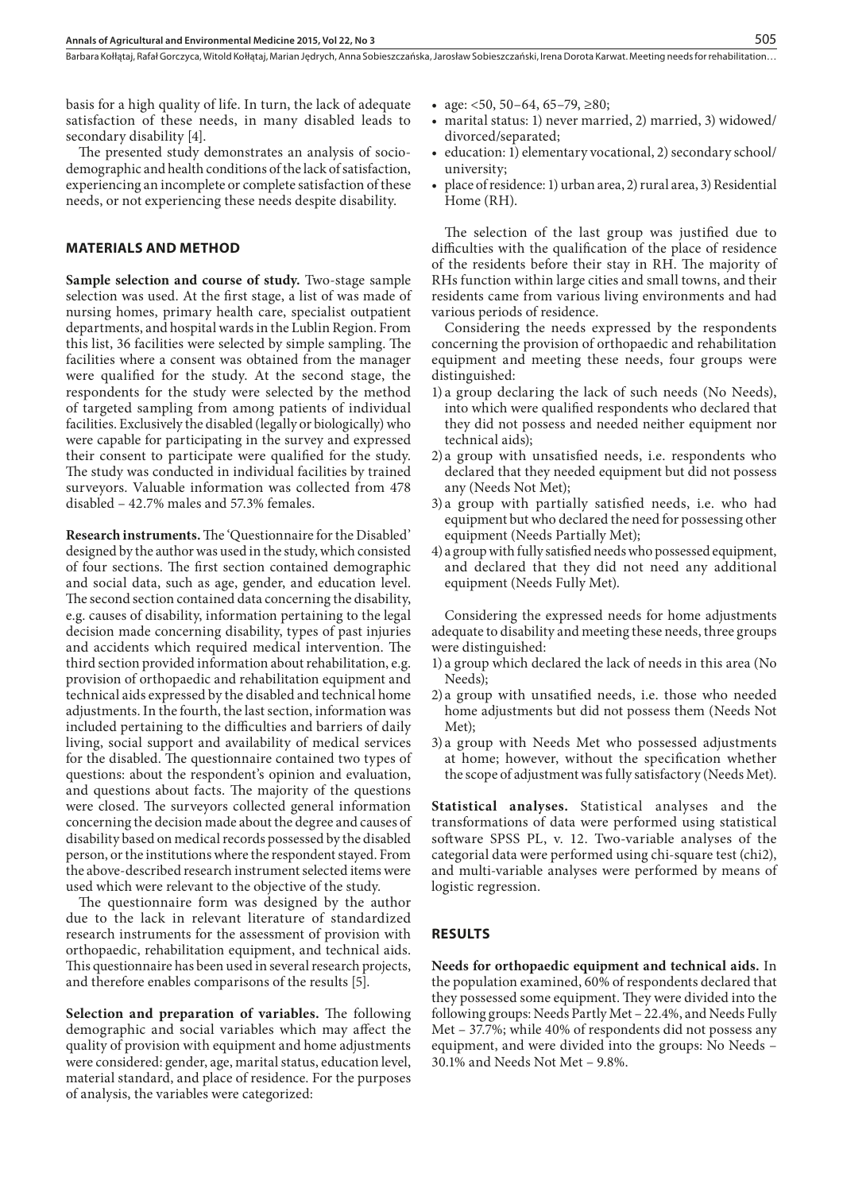basis for a high quality of life. In turn, the lack of adequate satisfaction of these needs, in many disabled leads to secondary disability [4].

The presented study demonstrates an analysis of socio-demographic and health conditions of the lack of satisfaction, experiencing an incomplete or complete satisfaction of these needs, or not experiencing these needs despite disability.

## MATERIALS AND METHOD

**Sample selection and course of study.** Two-stage sample selection was used. At the first stage, a list of was made of nursing homes, primary health care, specialist outpatient departments, and hospital wards in the Lublin Region. From this list, 36 facilities were selected by simple sampling. The facilities where a consent was obtained from the manager were qualified for the study. At the second stage, the respondents for the study were selected by the method of targeted sampling from among patients of individual facilities. Exclusively the disabled (legally or biologically) who were capable for participating in the survey and expressed their consent to participate were qualified for the study. The study was conducted in individual facilities by trained surveyors. Valuable information was collected from 478 disabled – 42.7% males and 57.3% females.

**Research instruments.** The 'Questionnaire for the Disabled' designed by the author was used in the study, which consisted of four sections. The first section contained demographic and social data, such as age, gender, and education level. The second section contained data concerning the disability, e.g. causes of disability, information pertaining to the legal decision made concerning disability, types of past injuries and accidents which required medical intervention. The third section provided information about rehabilitation, e.g. provision of orthopaedic and rehabilitation equipment and technical aids expressed by the disabled and technical home adjustments. In the fourth, the last section, information was included pertaining to the difficulties and barriers of daily living, social support and availability of medical services for the disabled. The questionnaire contained two types of questions: about the respondent's opinion and evaluation, and questions about facts. The majority of the questions were closed. The surveyors collected general information concerning the decision made about the degree and causes of disability based on medical records possessed by the disabled person, or the institutions where the respondent stayed. From the above-described research instrument selected items were used which were relevant to the objective of the study.

The questionnaire form was designed by the author due to the lack in relevant literature of standardized research instruments for the assessment of provision with orthopaedic, rehabilitation equipment, and technical aids. This questionnaire has been used in several research projects, and therefore enables comparisons of the results [5].

**Selection and preparation of variables.** The following demographic and social variables which may affect the quality of provision with equipment and home adjustments were considered: gender, age, marital status, education level, material standard, and place of residence. For the purposes of analysis, the variables were categorized:

- age: <50, 50–64, 65–79, ≥80;
- marital status: 1) never married, 2) married, 3) widowed/divorced/separated;
- education: 1) elementary vocational, 2) secondary school/university;
- place of residence: 1) urban area, 2) rural area, 3) Residential Home (RH).

The selection of the last group was justified due to difficulties with the qualification of the place of residence of the residents before their stay in RH. The majority of RHs function within large cities and small towns, and their residents came from various living environments and had various periods of residence.

Considering the needs expressed by the respondents concerning the provision of orthopaedic and rehabilitation equipment and meeting these needs, four groups were distinguished:

1) a group declaring the lack of such needs (No Needs), into which were qualified respondents who declared that they did not possess and needed neither equipment nor technical aids);
2) a group with unsatisfied needs, i.e. respondents who declared that they needed equipment but did not possess any (Needs Not Met);
3) a group with partially satisfied needs, i.e. who had equipment but who declared the need for possessing other equipment (Needs Partially Met);
4) a group with fully satisfied needs who possessed equipment, and declared that they did not need any additional equipment (Needs Fully Met).

Considering the expressed needs for home adjustments adequate to disability and meeting these needs, three groups were distinguished:

1) a group which declared the lack of needs in this area (No Needs);
2) a group with unsatified needs, i.e. those who needed home adjustments but did not possess them (Needs Not Met);
3) a group with Needs Met who possessed adjustments at home; however, without the specification whether the scope of adjustment was fully satisfactory (Needs Met).

**Statistical analyses.** Statistical analyses and the transformations of data were performed using statistical software SPSS PL, v. 12. Two-variable analyses of the categorial data were performed using chi-square test (chi2), and multi-variable analyses were performed by means of logistic regression.

## RESULTS

**Needs for orthopaedic equipment and technical aids.** In the population examined, 60% of respondents declared that they possessed some equipment. They were divided into the following groups: Needs Partly Met – 22.4%, and Needs Fully Met – 37.7%; while 40% of respondents did not possess any equipment, and were divided into the groups: No Needs – 30.1% and Needs Not Met – 9.8%.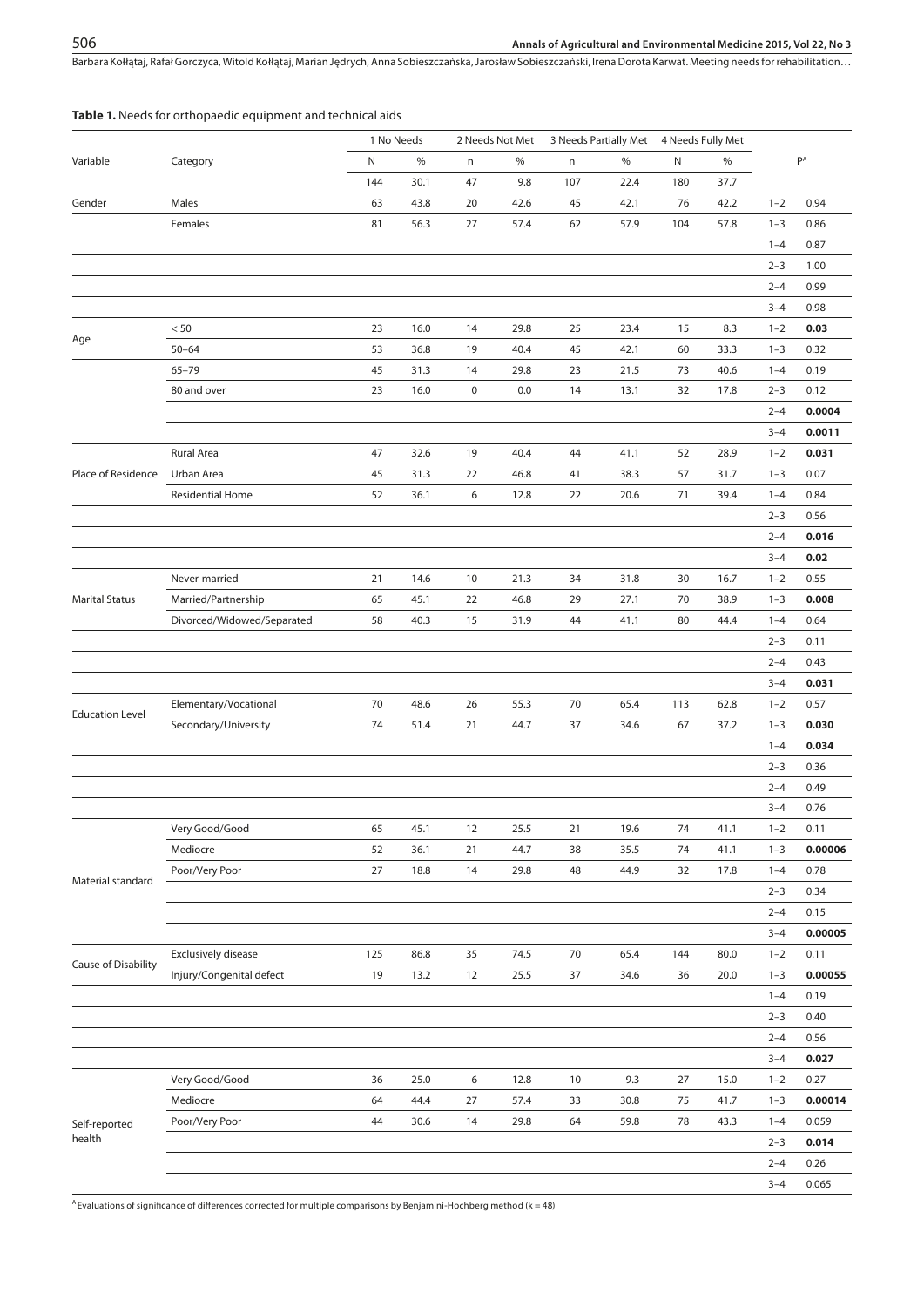**Table 1.** Needs for orthopaedic equipment and technical aids

| Variable | Category | 1 No Needs | | 2 Needs Not Met | | 3 Needs Partially Met | | 4 Needs Fully Met | | P[A] | |
|---|---|---|---|---|---|---|---|---|---|---|---|
| | | N | % | n | % | n | % | N | % | | |
| | | 144 | 30.1 | 47 | 9.8 | 107 | 22.4 | 180 | 37.7 | | |
| Gender | Males | 63 | 43.8 | 20 | 42.6 | 45 | 42.1 | 76 | 42.2 | 1–2 | 0.94 |
| | Females | 81 | 56.3 | 27 | 57.4 | 62 | 57.9 | 104 | 57.8 | 1–3 | 0.86 |
| | | | | | | | | | | 1–4 | 0.87 |
| | | | | | | | | | | 2–3 | 1.00 |
| | | | | | | | | | | 2–4 | 0.99 |
| | | | | | | | | | | 3–4 | 0.98 |
| Age | < 50 | 23 | 16.0 | 14 | 29.8 | 25 | 23.4 | 15 | 8.3 | 1–2 | **0.03** |
| | 50–64 | 53 | 36.8 | 19 | 40.4 | 45 | 42.1 | 60 | 33.3 | 1–3 | 0.32 |
| | 65–79 | 45 | 31.3 | 14 | 29.8 | 23 | 21.5 | 73 | 40.6 | 1–4 | 0.19 |
| | 80 and over | 23 | 16.0 | 0 | 0.0 | 14 | 13.1 | 32 | 17.8 | 2–3 | 0.12 |
| | | | | | | | | | | 2–4 | **0.0004** |
| | | | | | | | | | | 3–4 | **0.0011** |
| Place of Residence | Rural Area | 47 | 32.6 | 19 | 40.4 | 44 | 41.1 | 52 | 28.9 | 1–2 | **0.031** |
| | Urban Area | 45 | 31.3 | 22 | 46.8 | 41 | 38.3 | 57 | 31.7 | 1–3 | 0.07 |
| | Residential Home | 52 | 36.1 | 6 | 12.8 | 22 | 20.6 | 71 | 39.4 | 1–4 | 0.84 |
| | | | | | | | | | | 2–3 | 0.56 |
| | | | | | | | | | | 2–4 | **0.016** |
| | | | | | | | | | | 3–4 | **0.02** |
| Marital Status | Never-married | 21 | 14.6 | 10 | 21.3 | 34 | 31.8 | 30 | 16.7 | 1–2 | 0.55 |
| | Married/Partnership | 65 | 45.1 | 22 | 46.8 | 29 | 27.1 | 70 | 38.9 | 1–3 | **0.008** |
| | Divorced/Widowed/Separated | 58 | 40.3 | 15 | 31.9 | 44 | 41.1 | 80 | 44.4 | 1–4 | 0.64 |
| | | | | | | | | | | 2–3 | 0.11 |
| | | | | | | | | | | 2–4 | 0.43 |
| | | | | | | | | | | 3–4 | **0.031** |
| Education Level | Elementary/Vocational | 70 | 48.6 | 26 | 55.3 | 70 | 65.4 | 113 | 62.8 | 1–2 | 0.57 |
| | Secondary/University | 74 | 51.4 | 21 | 44.7 | 37 | 34.6 | 67 | 37.2 | 1–3 | **0.030** |
| | | | | | | | | | | 1–4 | **0.034** |
| | | | | | | | | | | 2–3 | 0.36 |
| | | | | | | | | | | 2–4 | 0.49 |
| | | | | | | | | | | 3–4 | 0.76 |
| Material standard | Very Good/Good | 65 | 45.1 | 12 | 25.5 | 21 | 19.6 | 74 | 41.1 | 1–2 | 0.11 |
| | Mediocre | 52 | 36.1 | 21 | 44.7 | 38 | 35.5 | 74 | 41.1 | 1–3 | **0.00006** |
| | Poor/Very Poor | 27 | 18.8 | 14 | 29.8 | 48 | 44.9 | 32 | 17.8 | 1–4 | 0.78 |
| | | | | | | | | | | 2–3 | 0.34 |
| | | | | | | | | | | 2–4 | 0.15 |
| | | | | | | | | | | 3–4 | **0.00005** |
| Cause of Disability | Exclusively disease | 125 | 86.8 | 35 | 74.5 | 70 | 65.4 | 144 | 80.0 | 1–2 | 0.11 |
| | Injury/Congenital defect | 19 | 13.2 | 12 | 25.5 | 37 | 34.6 | 36 | 20.0 | 1–3 | **0.00055** |
| | | | | | | | | | | 1–4 | 0.19 |
| | | | | | | | | | | 2–3 | 0.40 |
| | | | | | | | | | | 2–4 | 0.56 |
| | | | | | | | | | | 3–4 | **0.027** |
| Self-reported health | Very Good/Good | 36 | 25.0 | 6 | 12.8 | 10 | 9.3 | 27 | 15.0 | 1–2 | 0.27 |
| | Mediocre | 64 | 44.4 | 27 | 57.4 | 33 | 30.8 | 75 | 41.7 | 1–3 | **0.00014** |
| | Poor/Very Poor | 44 | 30.6 | 14 | 29.8 | 64 | 59.8 | 78 | 43.3 | 1–4 | 0.059 |
| | | | | | | | | | | 2–3 | **0.014** |
| | | | | | | | | | | 2–4 | 0.26 |
| | | | | | | | | | | 3–4 | 0.065 |

[A] Evaluations of significance of differences corrected for multiple comparisons by Benjamini-Hochberg method (k = 48)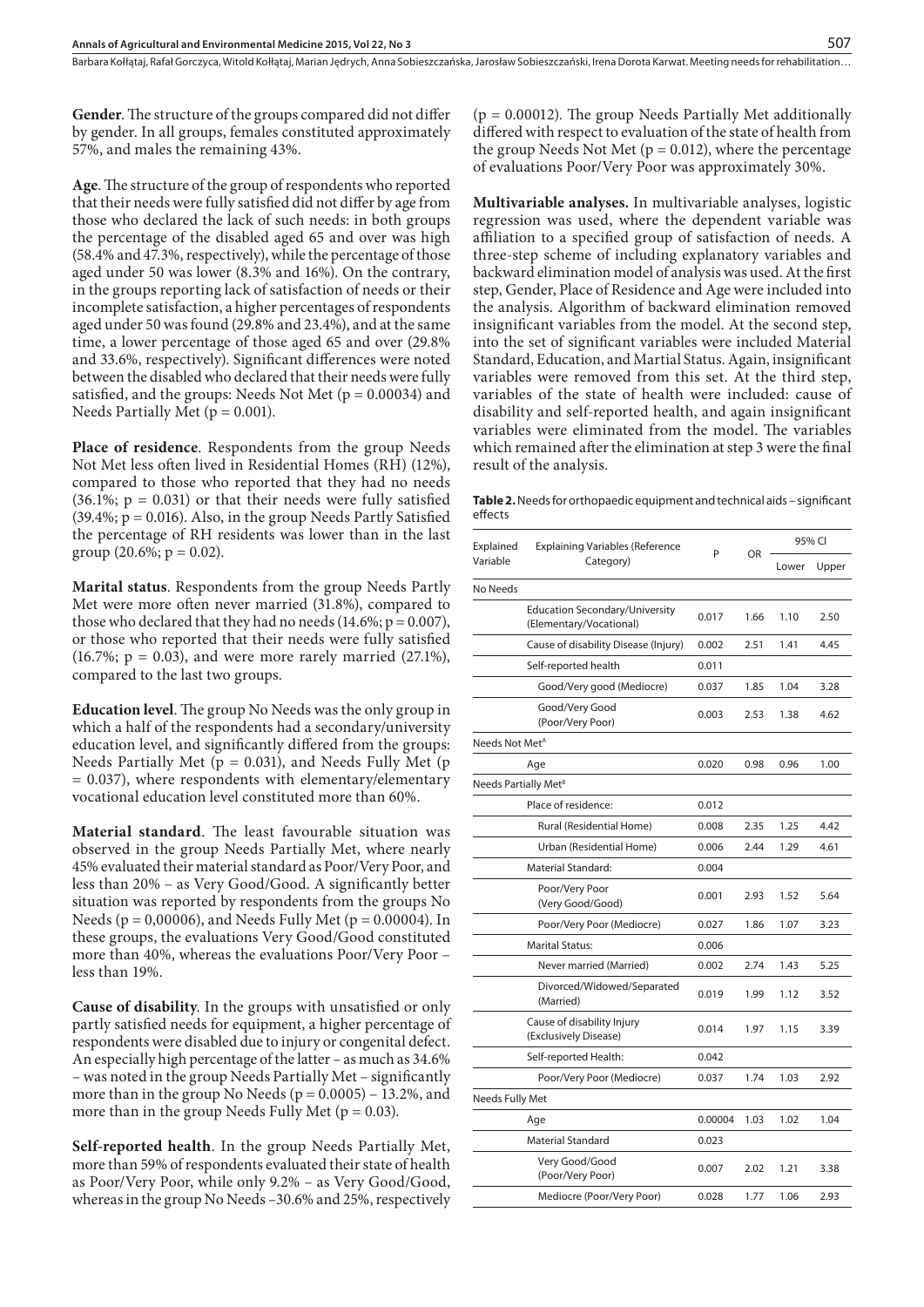**Gender**. The structure of the groups compared did not differ by gender. In all groups, females constituted approximately 57%, and males the remaining 43%.

**Age**. The structure of the group of respondents who reported that their needs were fully satisfied did not differ by age from those who declared the lack of such needs: in both groups the percentage of the disabled aged 65 and over was high (58.4% and 47.3%, respectively), while the percentage of those aged under 50 was lower (8.3% and 16%). On the contrary, in the groups reporting lack of satisfaction of needs or their incomplete satisfaction, a higher percentages of respondents aged under 50 was found (29.8% and 23.4%), and at the same time, a lower percentage of those aged 65 and over (29.8% and 33.6%, respectively). Significant differences were noted between the disabled who declared that their needs were fully satisfied, and the groups: Needs Not Met (p = 0.00034) and Needs Partially Met (p = 0.001).

**Place of residence**. Respondents from the group Needs Not Met less often lived in Residential Homes (RH) (12%), compared to those who reported that they had no needs (36.1%; p = 0.031) or that their needs were fully satisfied (39.4%; p = 0.016). Also, in the group Needs Partly Satisfied the percentage of RH residents was lower than in the last group (20.6%; p = 0.02).

**Marital status**. Respondents from the group Needs Partly Met were more often never married (31.8%), compared to those who declared that they had no needs (14.6%; p = 0.007), or those who reported that their needs were fully satisfied (16.7%; p = 0.03), and were more rarely married (27.1%), compared to the last two groups.

**Education level**. The group No Needs was the only group in which a half of the respondents had a secondary/university education level, and significantly differed from the groups: Needs Partially Met (p = 0.031), and Needs Fully Met (p = 0.037), where respondents with elementary/elementary vocational education level constituted more than 60%.

**Material standard**. The least favourable situation was observed in the group Needs Partially Met, where nearly 45% evaluated their material standard as Poor/Very Poor, and less than 20% – as Very Good/Good. A significantly better situation was reported by respondents from the groups No Needs (p = 0,00006), and Needs Fully Met (p = 0.00004). In these groups, the evaluations Very Good/Good constituted more than 40%, whereas the evaluations Poor/Very Poor – less than 19%.

**Cause of disability**. In the groups with unsatisfied or only partly satisfied needs for equipment, a higher percentage of respondents were disabled due to injury or congenital defect. An especially high percentage of the latter – as much as 34.6% – was noted in the group Needs Partially Met – significantly more than in the group No Needs (p = 0.0005) – 13.2%, and more than in the group Needs Fully Met (p = 0.03).

**Self-reported health**. In the group Needs Partially Met, more than 59% of respondents evaluated their state of health as Poor/Very Poor, while only 9.2% – as Very Good/Good, whereas in the group No Needs –30.6% and 25%, respectively (p = 0.00012). The group Needs Partially Met additionally differed with respect to evaluation of the state of health from the group Needs Not Met (p = 0.012), where the percentage of evaluations Poor/Very Poor was approximately 30%.

**Multivariable analyses.** In multivariable analyses, logistic regression was used, where the dependent variable was affiliation to a specified group of satisfaction of needs. A three-step scheme of including explanatory variables and backward elimination model of analysis was used. At the first step, Gender, Place of Residence and Age were included into the analysis. Algorithm of backward elimination removed insignificant variables from the model. At the second step, into the set of significant variables were included Material Standard, Education, and Martial Status. Again, insignificant variables were removed from this set. At the third step, variables of the state of health were included: cause of disability and self-reported health, and again insignificant variables were eliminated from the model. The variables which remained after the elimination at step 3 were the final result of the analysis.

**Table 2.** Needs for orthopaedic equipment and technical aids – significant effects

| Explained Variable | Explaining Variables (Reference Category) | P | OR | 95% CI | |
|---|---|---|---|---|---|
| | | | | Lower | Upper |
| No Needs | | | | | |
| | Education Secondary/University (Elementary/Vocational) | 0.017 | 1.66 | 1.10 | 2.50 |
| | Cause of disability Disease (Injury) | 0.002 | 2.51 | 1.41 | 4.45 |
| | Self-reported health | 0.011 | | | |
| | Good/Very good (Mediocre) | 0.037 | 1.85 | 1.04 | 3.28 |
| | Good/Very Good (Poor/Very Poor) | 0.003 | 2.53 | 1.38 | 4.62 |
| Needs Not Met[A] | | | | | |
| | Age | 0.020 | 0.98 | 0.96 | 1.00 |
| Needs Partially Met[B] | | | | | |
| | Place of residence: | 0.012 | | | |
| | Rural (Residential Home) | 0.008 | 2.35 | 1.25 | 4.42 |
| | Urban (Residential Home) | 0.006 | 2.44 | 1.29 | 4.61 |
| | Material Standard: | 0.004 | | | |
| | Poor/Very Poor (Very Good/Good) | 0.001 | 2.93 | 1.52 | 5.64 |
| | Poor/Very Poor (Mediocre) | 0.027 | 1.86 | 1.07 | 3.23 |
| | Marital Status: | 0.006 | | | |
| | Never married (Married) | 0.002 | 2.74 | 1.43 | 5.25 |
| | Divorced/Widowed/Separated (Married) | 0.019 | 1.99 | 1.12 | 3.52 |
| | Cause of disability Injury (Exclusively Disease) | 0.014 | 1.97 | 1.15 | 3.39 |
| | Self-reported Health: | 0.042 | | | |
| | Poor/Very Poor (Mediocre) | 0.037 | 1.74 | 1.03 | 2.92 |
| Needs Fully Met | | | | | |
| | Age | 0.00004 | 1.03 | 1.02 | 1.04 |
| | Material Standard | 0.023 | | | |
| | Very Good/Good (Poor/Very Poor) | 0.007 | 2.02 | 1.21 | 3.38 |
| | Mediocre (Poor/Very Poor) | 0.028 | 1.77 | 1.06 | 2.93 |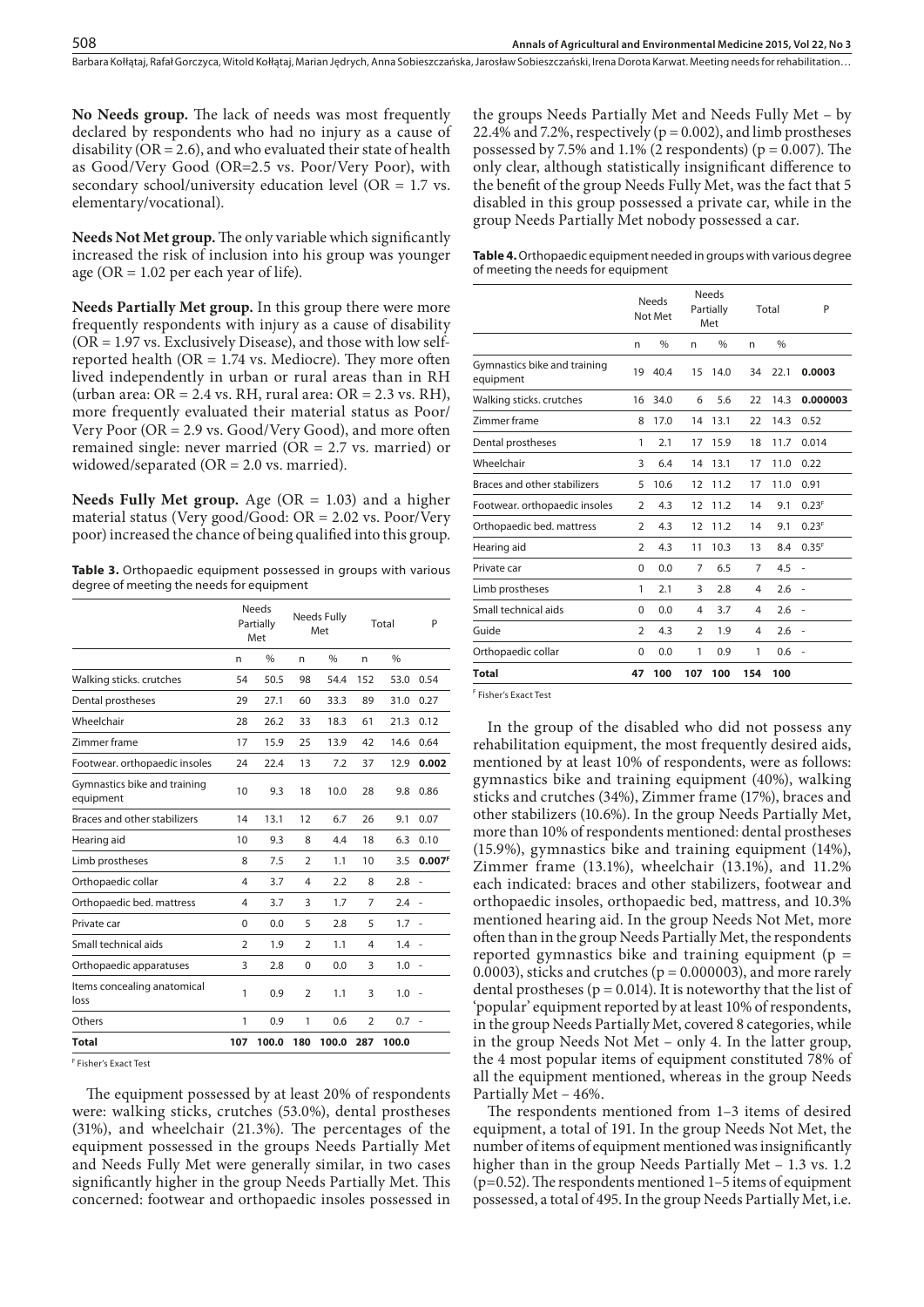**No Needs group.** The lack of needs was most frequently declared by respondents who had no injury as a cause of disability (OR = 2.6), and who evaluated their state of health as Good/Very Good (OR=2.5 vs. Poor/Very Poor), with secondary school/university education level (OR = 1.7 vs. elementary/vocational).

**Needs Not Met group.** The only variable which significantly increased the risk of inclusion into his group was younger age (OR = 1.02 per each year of life).

**Needs Partially Met group.** In this group there were more frequently respondents with injury as a cause of disability (OR = 1.97 vs. Exclusively Disease), and those with low self-reported health (OR = 1.74 vs. Mediocre). They more often lived independently in urban or rural areas than in RH (urban area: OR = 2.4 vs. RH, rural area: OR = 2.3 vs. RH), more frequently evaluated their material status as Poor/Very Poor (OR = 2.9 vs. Good/Very Good), and more often remained single: never married (OR = 2.7 vs. married) or widowed/separated (OR = 2.0 vs. married).

**Needs Fully Met group.** Age (OR = 1.03) and a higher material status (Very good/Good: OR = 2.02 vs. Poor/Very poor) increased the chance of being qualified into this group.

**Table 3.** Orthopaedic equipment possessed in groups with various degree of meeting the needs for equipment

| | Needs Partially Met | | Needs Fully Met | | Total | | P |
|---|---|---|---|---|---|---|---|
| | n | % | n | % | n | % | |
| Walking sticks. crutches | 54 | 50.5 | 98 | 54.4 | 152 | 53.0 | 0.54 |
| Dental prostheses | 29 | 27.1 | 60 | 33.3 | 89 | 31.0 | 0.27 |
| Wheelchair | 28 | 26.2 | 33 | 18.3 | 61 | 21.3 | 0.12 |
| Zimmer frame | 17 | 15.9 | 25 | 13.9 | 42 | 14.6 | 0.64 |
| Footwear. orthopaedic insoles | 24 | 22.4 | 13 | 7.2 | 37 | 12.9 | **0.002** |
| Gymnastics bike and training equipment | 10 | 9.3 | 18 | 10.0 | 28 | 9.8 | 0.86 |
| Braces and other stabilizers | 14 | 13.1 | 12 | 6.7 | 26 | 9.1 | 0.07 |
| Hearing aid | 10 | 9.3 | 8 | 4.4 | 18 | 6.3 | 0.10 |
| Limb prostheses | 8 | 7.5 | 2 | 1.1 | 10 | 3.5 | **0.007**[F] |
| Orthopaedic collar | 4 | 3.7 | 4 | 2.2 | 8 | 2.8 | - |
| Orthopaedic bed. mattress | 4 | 3.7 | 3 | 1.7 | 7 | 2.4 | - |
| Private car | 0 | 0.0 | 5 | 2.8 | 5 | 1.7 | - |
| Small technical aids | 2 | 1.9 | 2 | 1.1 | 4 | 1.4 | - |
| Orthopaedic apparatuses | 3 | 2.8 | 0 | 0.0 | 3 | 1.0 | - |
| Items concealing anatomical loss | 1 | 0.9 | 2 | 1.1 | 3 | 1.0 | - |
| Others | 1 | 0.9 | 1 | 0.6 | 2 | 0.7 | - |
| **Total** | **107** | **100.0** | **180** | **100.0** | **287** | **100.0** | |

[F] Fisher's Exact Test

The equipment possessed by at least 20% of respondents were: walking sticks, crutches (53.0%), dental prostheses (31%), and wheelchair (21.3%). The percentages of the equipment possessed in the groups Needs Partially Met and Needs Fully Met were generally similar, in two cases significantly higher in the group Needs Partially Met. This concerned: footwear and orthopaedic insoles possessed in the groups Needs Partially Met and Needs Fully Met – by 22.4% and 7.2%, respectively (p = 0.002), and limb prostheses possessed by 7.5% and 1.1% (2 respondents) (p = 0.007). The only clear, although statistically insignificant difference to the benefit of the group Needs Fully Met, was the fact that 5 disabled in this group possessed a private car, while in the group Needs Partially Met nobody possessed a car.

**Table 4.** Orthopaedic equipment needed in groups with various degree of meeting the needs for equipment

| | Needs Not Met | | Needs Partially Met | | Total | | P |
|---|---|---|---|---|---|---|---|
| | n | % | n | % | n | % | |
| Gymnastics bike and training equipment | 19 | 40.4 | 15 | 14.0 | 34 | 22.1 | **0.0003** |
| Walking sticks. crutches | 16 | 34.0 | 6 | 5.6 | 22 | 14.3 | **0.000003** |
| Zimmer frame | 8 | 17.0 | 14 | 13.1 | 22 | 14.3 | 0.52 |
| Dental prostheses | 1 | 2.1 | 17 | 15.9 | 18 | 11.7 | 0.014 |
| Wheelchair | 3 | 6.4 | 14 | 13.1 | 17 | 11.0 | 0.22 |
| Braces and other stabilizers | 5 | 10.6 | 12 | 11.2 | 17 | 11.0 | 0.91 |
| Footwear. orthopaedic insoles | 2 | 4.3 | 12 | 11.2 | 14 | 9.1 | 0.23[F] |
| Orthopaedic bed. mattress | 2 | 4.3 | 12 | 11.2 | 14 | 9.1 | 0.23[F] |
| Hearing aid | 2 | 4.3 | 11 | 10.3 | 13 | 8.4 | 0.35[F] |
| Private car | 0 | 0.0 | 7 | 6.5 | 7 | 4.5 | - |
| Limb prostheses | 1 | 2.1 | 3 | 2.8 | 4 | 2.6 | - |
| Small technical aids | 0 | 0.0 | 4 | 3.7 | 4 | 2.6 | - |
| Guide | 2 | 4.3 | 2 | 1.9 | 4 | 2.6 | - |
| Orthopaedic collar | 0 | 0.0 | 1 | 0.9 | 1 | 0.6 | - |
| **Total** | **47** | **100** | **107** | **100** | **154** | **100** | |

[F] Fisher's Exact Test

In the group of the disabled who did not possess any rehabilitation equipment, the most frequently desired aids, mentioned by at least 10% of respondents, were as follows: gymnastics bike and training equipment (40%), walking sticks and crutches (34%), Zimmer frame (17%), braces and other stabilizers (10.6%). In the group Needs Partially Met, more than 10% of respondents mentioned: dental prostheses (15.9%), gymnastics bike and training equipment (14%), Zimmer frame (13.1%), wheelchair (13.1%), and 11.2% each indicated: braces and other stabilizers, footwear and orthopaedic insoles, orthopaedic bed, mattress, and 10.3% mentioned hearing aid. In the group Needs Not Met, more often than in the group Needs Partially Met, the respondents reported gymnastics bike and training equipment (p = 0.0003), sticks and crutches (p = 0.000003), and more rarely dental prostheses (p = 0.014). It is noteworthy that the list of 'popular' equipment reported by at least 10% of respondents, in the group Needs Partially Met, covered 8 categories, while in the group Needs Not Met – only 4. In the latter group, the 4 most popular items of equipment constituted 78% of all the equipment mentioned, whereas in the group Needs Partially Met – 46%.

The respondents mentioned from 1–3 items of desired equipment, a total of 191. In the group Needs Not Met, the number of items of equipment mentioned was insignificantly higher than in the group Needs Partially Met – 1.3 vs. 1.2 (p=0.52). The respondents mentioned 1–5 items of equipment possessed, a total of 495. In the group Needs Partially Met, i.e.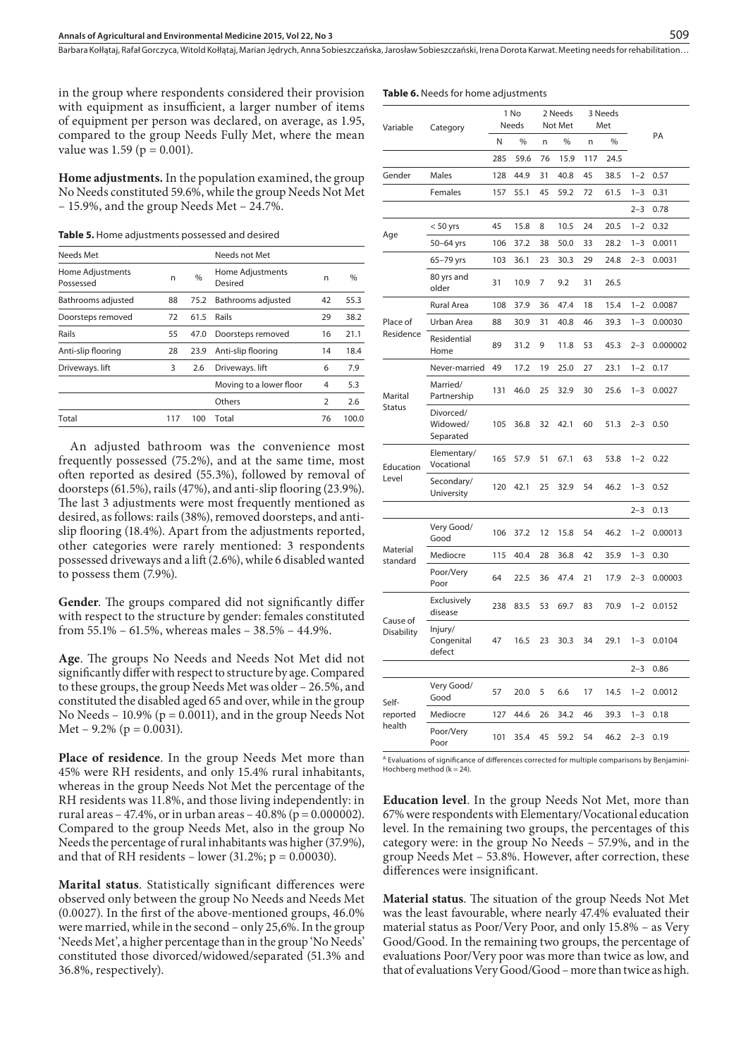in the group where respondents considered their provision with equipment as insufficient, a larger number of items of equipment per person was declared, on average, as 1.95, compared to the group Needs Fully Met, where the mean value was 1.59 (p = 0.001).

**Home adjustments.** In the population examined, the group No Needs constituted 59.6%, while the group Needs Not Met – 15.9%, and the group Needs Met – 24.7%.

**Table 5.** Home adjustments possessed and desired

| Needs Met | | | Needs not Met | | |
|---|---|---|---|---|---|
| Home Adjustments Possessed | n | % | Home Adjustments Desired | n | % |
| Bathrooms adjusted | 88 | 75.2 | Bathrooms adjusted | 42 | 55.3 |
| Doorsteps removed | 72 | 61.5 | Rails | 29 | 38.2 |
| Rails | 55 | 47.0 | Doorsteps removed | 16 | 21.1 |
| Anti-slip flooring | 28 | 23.9 | Anti-slip flooring | 14 | 18.4 |
| Driveways. lift | 3 | 2.6 | Driveways. lift | 6 | 7.9 |
| | | | Moving to a lower floor | 4 | 5.3 |
| | | | Others | 2 | 2.6 |
| Total | 117 | 100 | Total | 76 | 100.0 |

An adjusted bathroom was the convenience most frequently possessed (75.2%), and at the same time, most often reported as desired (55.3%), followed by removal of doorsteps (61.5%), rails (47%), and anti-slip flooring (23.9%). The last 3 adjustments were most frequently mentioned as desired, as follows: rails (38%), removed doorsteps, and anti-slip flooring (18.4%). Apart from the adjustments reported, other categories were rarely mentioned: 3 respondents possessed driveways and a lift (2.6%), while 6 disabled wanted to possess them (7.9%).

**Gender**. The groups compared did not significantly differ with respect to the structure by gender: females constituted from 55.1% – 61.5%, whereas males – 38.5% – 44.9%.

**Age**. The groups No Needs and Needs Not Met did not significantly differ with respect to structure by age. Compared to these groups, the group Needs Met was older – 26.5%, and constituted the disabled aged 65 and over, while in the group No Needs – 10.9% (p = 0.0011), and in the group Needs Not Met – 9.2% (p = 0.0031).

**Place of residence**. In the group Needs Met more than 45% were RH residents, and only 15.4% rural inhabitants, whereas in the group Needs Not Met the percentage of the RH residents was 11.8%, and those living independently: in rural areas – 47.4%, or in urban areas – 40.8% (p = 0.000002). Compared to the group Needs Met, also in the group No Needs the percentage of rural inhabitants was higher (37.9%), and that of RH residents – lower (31.2%; p = 0.00030).

**Marital status**. Statistically significant differences were observed only between the group No Needs and Needs Met (0.0027). In the first of the above-mentioned groups, 46.0% were married, while in the second – only 25,6%. In the group 'Needs Met', a higher percentage than in the group 'No Needs' constituted those divorced/widowed/separated (51.3% and 36.8%, respectively).

**Table 6.** Needs for home adjustments

| Variable | Category | 1 No Needs | | 2 Needs Not Met | | 3 Needs Met | | PA | |
|---|---|---|---|---|---|---|---|---|---|
| | | N | % | n | % | n | % | | |
| | | 285 | 59.6 | 76 | 15.9 | 117 | 24.5 | | |
| Gender | Males | 128 | 44.9 | 31 | 40.8 | 45 | 38.5 | 1–2 | 0.57 |
| | Females | 157 | 55.1 | 45 | 59.2 | 72 | 61.5 | 1–3 | 0.31 |
| | | | | | | | | 2–3 | 0.78 |
| Age | < 50 yrs | 45 | 15.8 | 8 | 10.5 | 24 | 20.5 | 1–2 | 0.32 |
| | 50–64 yrs | 106 | 37.2 | 38 | 50.0 | 33 | 28.2 | 1–3 | 0.0011 |
| | 65–79 yrs | 103 | 36.1 | 23 | 30.3 | 29 | 24.8 | 2–3 | 0.0031 |
| | 80 yrs and older | 31 | 10.9 | 7 | 9.2 | 31 | 26.5 | | |
| Place of Residence | Rural Area | 108 | 37.9 | 36 | 47.4 | 18 | 15.4 | 1–2 | 0.0087 |
| | Urban Area | 88 | 30.9 | 31 | 40.8 | 46 | 39.3 | 1–3 | 0.00030 |
| | Residential Home | 89 | 31.2 | 9 | 11.8 | 53 | 45.3 | 2–3 | 0.000002 |
| Marital Status | Never-married | 49 | 17.2 | 19 | 25.0 | 27 | 23.1 | 1–2 | 0.17 |
| | Married/ Partnership | 131 | 46.0 | 25 | 32.9 | 30 | 25.6 | 1–3 | 0.0027 |
| | Divorced/ Widowed/ Separated | 105 | 36.8 | 32 | 42.1 | 60 | 51.3 | 2–3 | 0.50 |
| Education Level | Elementary/ Vocational | 165 | 57.9 | 51 | 67.1 | 63 | 53.8 | 1–2 | 0.22 |
| | Secondary/ University | 120 | 42.1 | 25 | 32.9 | 54 | 46.2 | 1–3 | 0.52 |
| | | | | | | | | 2–3 | 0.13 |
| Material standard | Very Good/ Good | 106 | 37.2 | 12 | 15.8 | 54 | 46.2 | 1–2 | 0.00013 |
| | Mediocre | 115 | 40.4 | 28 | 36.8 | 42 | 35.9 | 1–3 | 0.30 |
| | Poor/Very Poor | 64 | 22.5 | 36 | 47.4 | 21 | 17.9 | 2–3 | 0.00003 |
| Cause of Disability | Exclusively disease | 238 | 83.5 | 53 | 69.7 | 83 | 70.9 | 1–2 | 0.0152 |
| | Injury/ Congenital defect | 47 | 16.5 | 23 | 30.3 | 34 | 29.1 | 1–3 | 0.0104 |
| | | | | | | | | 2–3 | 0.86 |
| Self-reported health | Very Good/ Good | 57 | 20.0 | 5 | 6.6 | 17 | 14.5 | 1–2 | 0.0012 |
| | Mediocre | 127 | 44.6 | 26 | 34.2 | 46 | 39.3 | 1–3 | 0.18 |
| | Poor/Very Poor | 101 | 35.4 | 45 | 59.2 | 54 | 46.2 | 2–3 | 0.19 |

[A] Evaluations of significance of differences corrected for multiple comparisons by Benjamini-Hochberg method (k = 24).

**Education level**. In the group Needs Not Met, more than 67% were respondents with Elementary/Vocational education level. In the remaining two groups, the percentages of this category were: in the group No Needs – 57.9%, and in the group Needs Met – 53.8%. However, after correction, these differences were insignificant.

**Material status**. The situation of the group Needs Not Met was the least favourable, where nearly 47.4% evaluated their material status as Poor/Very Poor, and only 15.8% – as Very Good/Good. In the remaining two groups, the percentage of evaluations Poor/Very poor was more than twice as low, and that of evaluations Very Good/Good – more than twice as high.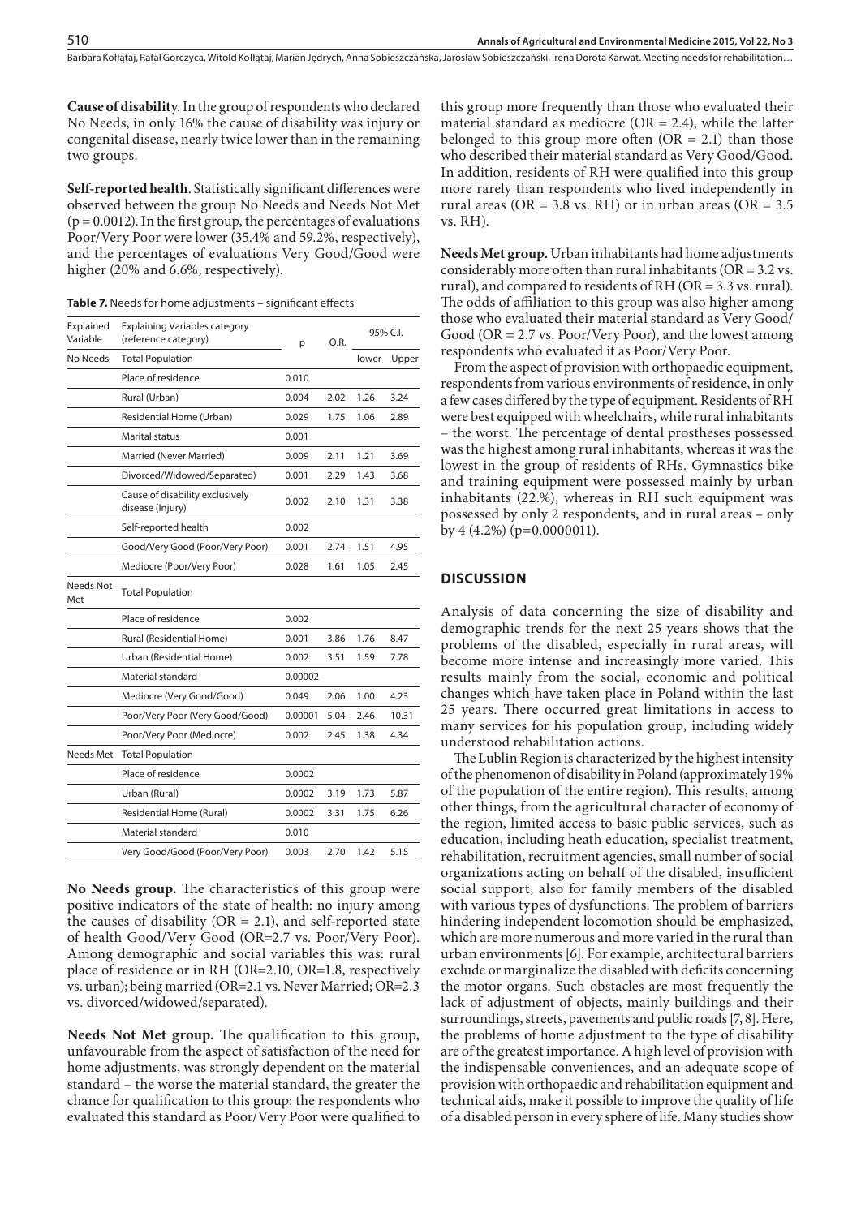**Cause of disability**. In the group of respondents who declared No Needs, in only 16% the cause of disability was injury or congenital disease, nearly twice lower than in the remaining two groups.

**Self-reported health**. Statistically significant differences were observed between the group No Needs and Needs Not Met ($p = 0.0012$). In the first group, the percentages of evaluations Poor/Very Poor were lower (35.4% and 59.2%, respectively), and the percentages of evaluations Very Good/Good were higher (20% and 6.6%, respectively).

**Table 7.** Needs for home adjustments – significant effects

| Explained Variable | Explaining Variables category (reference category) | p | O.R. | 95% C.I. | |
|---|---|---|---|---|---|
| | | | | lower | Upper |
| No Needs | Total Population | | | | |
| | Place of residence | 0.010 | | | |
| | Rural (Urban) | 0.004 | 2.02 | 1.26 | 3.24 |
| | Residential Home (Urban) | 0.029 | 1.75 | 1.06 | 2.89 |
| | Marital status | 0.001 | | | |
| | Married (Never Married) | 0.009 | 2.11 | 1.21 | 3.69 |
| | Divorced/Widowed/Separated) | 0.001 | 2.29 | 1.43 | 3.68 |
| | Cause of disability exclusively disease (Injury) | 0.002 | 2.10 | 1.31 | 3.38 |
| | Self-reported health | 0.002 | | | |
| | Good/Very Good (Poor/Very Poor) | 0.001 | 2.74 | 1.51 | 4.95 |
| | Mediocre (Poor/Very Poor) | 0.028 | 1.61 | 1.05 | 2.45 |
| Needs Not Met | Total Population | | | | |
| | Place of residence | 0.002 | | | |
| | Rural (Residential Home) | 0.001 | 3.86 | 1.76 | 8.47 |
| | Urban (Residential Home) | 0.002 | 3.51 | 1.59 | 7.78 |
| | Material standard | 0.00002 | | | |
| | Mediocre (Very Good/Good) | 0.049 | 2.06 | 1.00 | 4.23 |
| | Poor/Very Poor (Very Good/Good) | 0.00001 | 5.04 | 2.46 | 10.31 |
| | Poor/Very Poor (Mediocre) | 0.002 | 2.45 | 1.38 | 4.34 |
| Needs Met | Total Population | | | | |
| | Place of residence | 0.0002 | | | |
| | Urban (Rural) | 0.0002 | 3.19 | 1.73 | 5.87 |
| | Residential Home (Rural) | 0.0002 | 3.31 | 1.75 | 6.26 |
| | Material standard | 0.010 | | | |
| | Very Good/Good (Poor/Very Poor) | 0.003 | 2.70 | 1.42 | 5.15 |

**No Needs group.** The characteristics of this group were positive indicators of the state of health: no injury among the causes of disability (OR = 2.1), and self-reported state of health Good/Very Good (OR=2.7 vs. Poor/Very Poor). Among demographic and social variables this was: rural place of residence or in RH (OR=2.10, OR=1.8, respectively vs. urban); being married (OR=2.1 vs. Never Married; OR=2.3 vs. divorced/widowed/separated).

**Needs Not Met group.** The qualification to this group, unfavourable from the aspect of satisfaction of the need for home adjustments, was strongly dependent on the material standard – the worse the material standard, the greater the chance for qualification to this group: the respondents who evaluated this standard as Poor/Very Poor were qualified to this group more frequently than those who evaluated their material standard as mediocre (OR = 2.4), while the latter belonged to this group more often (OR = 2.1) than those who described their material standard as Very Good/Good. In addition, residents of RH were qualified into this group more rarely than respondents who lived independently in rural areas (OR = 3.8 vs. RH) or in urban areas (OR = 3.5 vs. RH).

**Needs Met group.** Urban inhabitants had home adjustments considerably more often than rural inhabitants (OR = 3.2 vs. rural), and compared to residents of RH (OR = 3.3 vs. rural). The odds of affiliation to this group was also higher among those who evaluated their material standard as Very Good/Good (OR = 2.7 vs. Poor/Very Poor), and the lowest among respondents who evaluated it as Poor/Very Poor.

From the aspect of provision with orthopaedic equipment, respondents from various environments of residence, in only a few cases differed by the type of equipment. Residents of RH were best equipped with wheelchairs, while rural inhabitants – the worst. The percentage of dental prostheses possessed was the highest among rural inhabitants, whereas it was the lowest in the group of residents of RHs. Gymnastics bike and training equipment were possessed mainly by urban inhabitants (22.%), whereas in RH such equipment was possessed by only 2 respondents, and in rural areas – only by 4 (4.2%) (p=0.0000011).

## DISCUSSION

Analysis of data concerning the size of disability and demographic trends for the next 25 years shows that the problems of the disabled, especially in rural areas, will become more intense and increasingly more varied. This results mainly from the social, economic and political changes which have taken place in Poland within the last 25 years. There occurred great limitations in access to many services for his population group, including widely understood rehabilitation actions.

The Lublin Region is characterized by the highest intensity of the phenomenon of disability in Poland (approximately 19% of the population of the entire region). This results, among other things, from the agricultural character of economy of the region, limited access to basic public services, such as education, including heath education, specialist treatment, rehabilitation, recruitment agencies, small number of social organizations acting on behalf of the disabled, insufficient social support, also for family members of the disabled with various types of dysfunctions. The problem of barriers hindering independent locomotion should be emphasized, which are more numerous and more varied in the rural than urban environments [6]. For example, architectural barriers exclude or marginalize the disabled with deficits concerning the motor organs. Such obstacles are most frequently the lack of adjustment of objects, mainly buildings and their surroundings, streets, pavements and public roads [7, 8]. Here, the problems of home adjustment to the type of disability are of the greatest importance. A high level of provision with the indispensable conveniences, and an adequate scope of provision with orthopaedic and rehabilitation equipment and technical aids, make it possible to improve the quality of life of a disabled person in every sphere of life. Many studies show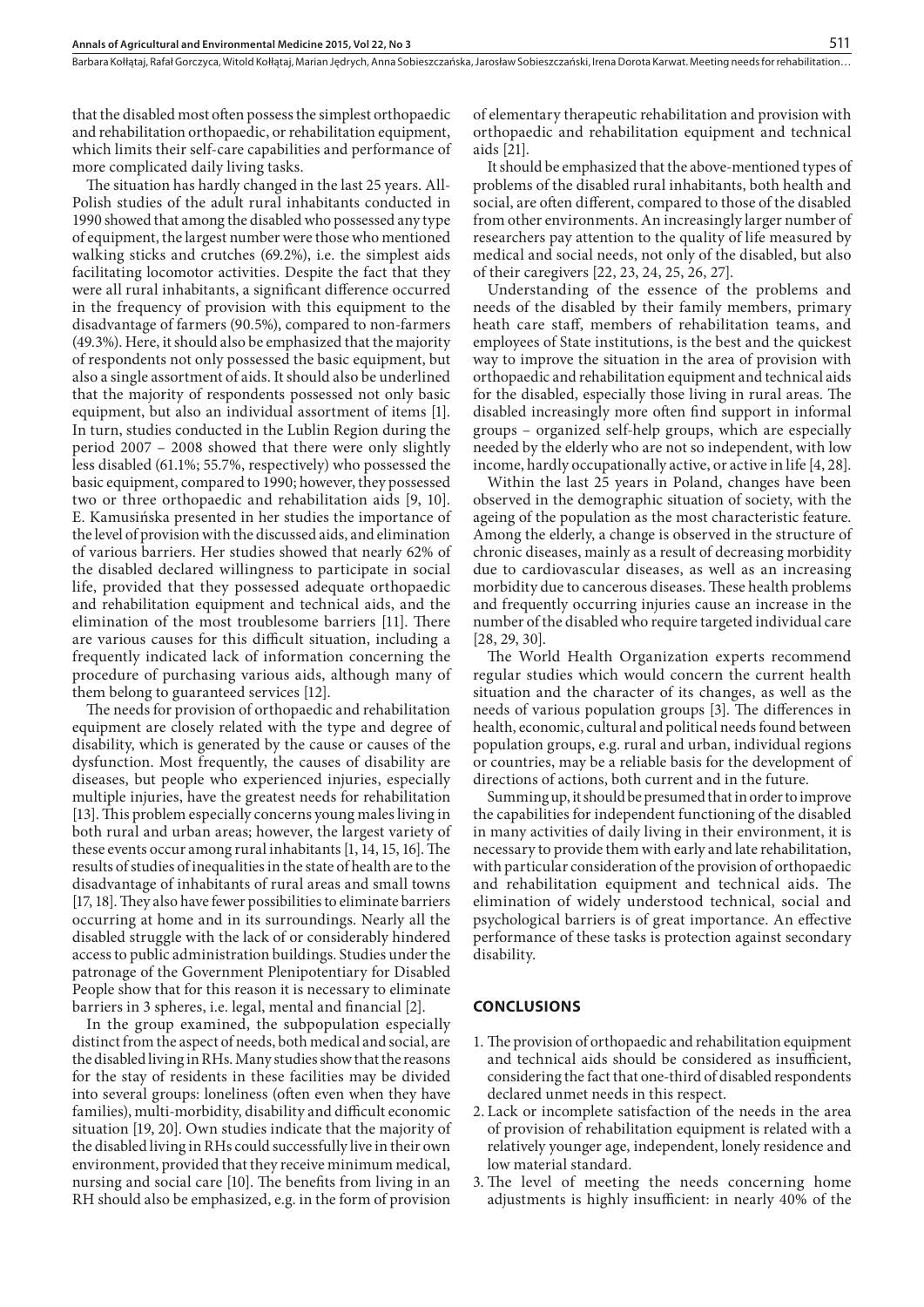that the disabled most often possess the simplest orthopaedic and rehabilitation orthopaedic, or rehabilitation equipment, which limits their self-care capabilities and performance of more complicated daily living tasks.

The situation has hardly changed in the last 25 years. All-Polish studies of the adult rural inhabitants conducted in 1990 showed that among the disabled who possessed any type of equipment, the largest number were those who mentioned walking sticks and crutches (69.2%), i.e. the simplest aids facilitating locomotor activities. Despite the fact that they were all rural inhabitants, a significant difference occurred in the frequency of provision with this equipment to the disadvantage of farmers (90.5%), compared to non-farmers (49.3%). Here, it should also be emphasized that the majority of respondents not only possessed the basic equipment, but also a single assortment of aids. It should also be underlined that the majority of respondents possessed not only basic equipment, but also an individual assortment of items [1]. In turn, studies conducted in the Lublin Region during the period 2007 – 2008 showed that there were only slightly less disabled (61.1%; 55.7%, respectively) who possessed the basic equipment, compared to 1990; however, they possessed two or three orthopaedic and rehabilitation aids [9, 10]. E. Kamusińska presented in her studies the importance of the level of provision with the discussed aids, and elimination of various barriers. Her studies showed that nearly 62% of the disabled declared willingness to participate in social life, provided that they possessed adequate orthopaedic and rehabilitation equipment and technical aids, and the elimination of the most troublesome barriers [11]. There are various causes for this difficult situation, including a frequently indicated lack of information concerning the procedure of purchasing various aids, although many of them belong to guaranteed services [12].

The needs for provision of orthopaedic and rehabilitation equipment are closely related with the type and degree of disability, which is generated by the cause or causes of the dysfunction. Most frequently, the causes of disability are diseases, but people who experienced injuries, especially multiple injuries, have the greatest needs for rehabilitation [13]. This problem especially concerns young males living in both rural and urban areas; however, the largest variety of these events occur among rural inhabitants [1, 14, 15, 16]. The results of studies of inequalities in the state of health are to the disadvantage of inhabitants of rural areas and small towns [17, 18]. They also have fewer possibilities to eliminate barriers occurring at home and in its surroundings. Nearly all the disabled struggle with the lack of or considerably hindered access to public administration buildings. Studies under the patronage of the Government Plenipotentiary for Disabled People show that for this reason it is necessary to eliminate barriers in 3 spheres, i.e. legal, mental and financial [2].

In the group examined, the subpopulation especially distinct from the aspect of needs, both medical and social, are the disabled living in RHs. Many studies show that the reasons for the stay of residents in these facilities may be divided into several groups: loneliness (often even when they have families), multi-morbidity, disability and difficult economic situation [19, 20]. Own studies indicate that the majority of the disabled living in RHs could successfully live in their own environment, provided that they receive minimum medical, nursing and social care [10]. The benefits from living in an RH should also be emphasized, e.g. in the form of provision of elementary therapeutic rehabilitation and provision with orthopaedic and rehabilitation equipment and technical aids [21].

It should be emphasized that the above-mentioned types of problems of the disabled rural inhabitants, both health and social, are often different, compared to those of the disabled from other environments. An increasingly larger number of researchers pay attention to the quality of life measured by medical and social needs, not only of the disabled, but also of their caregivers [22, 23, 24, 25, 26, 27].

Understanding of the essence of the problems and needs of the disabled by their family members, primary heath care staff, members of rehabilitation teams, and employees of State institutions, is the best and the quickest way to improve the situation in the area of provision with orthopaedic and rehabilitation equipment and technical aids for the disabled, especially those living in rural areas. The disabled increasingly more often find support in informal groups – organized self-help groups, which are especially needed by the elderly who are not so independent, with low income, hardly occupationally active, or active in life [4, 28].

Within the last 25 years in Poland, changes have been observed in the demographic situation of society, with the ageing of the population as the most characteristic feature. Among the elderly, a change is observed in the structure of chronic diseases, mainly as a result of decreasing morbidity due to cardiovascular diseases, as well as an increasing morbidity due to cancerous diseases. These health problems and frequently occurring injuries cause an increase in the number of the disabled who require targeted individual care [28, 29, 30].

The World Health Organization experts recommend regular studies which would concern the current health situation and the character of its changes, as well as the needs of various population groups [3]. The differences in health, economic, cultural and political needs found between population groups, e.g. rural and urban, individual regions or countries, may be a reliable basis for the development of directions of actions, both current and in the future.

Summing up, it should be presumed that in order to improve the capabilities for independent functioning of the disabled in many activities of daily living in their environment, it is necessary to provide them with early and late rehabilitation, with particular consideration of the provision of orthopaedic and rehabilitation equipment and technical aids. The elimination of widely understood technical, social and psychological barriers is of great importance. An effective performance of these tasks is protection against secondary disability.

## CONCLUSIONS

1. The provision of orthopaedic and rehabilitation equipment and technical aids should be considered as insufficient, considering the fact that one-third of disabled respondents declared unmet needs in this respect.
2. Lack or incomplete satisfaction of the needs in the area of provision of rehabilitation equipment is related with a relatively younger age, independent, lonely residence and low material standard.
3. The level of meeting the needs concerning home adjustments is highly insufficient: in nearly 40% of the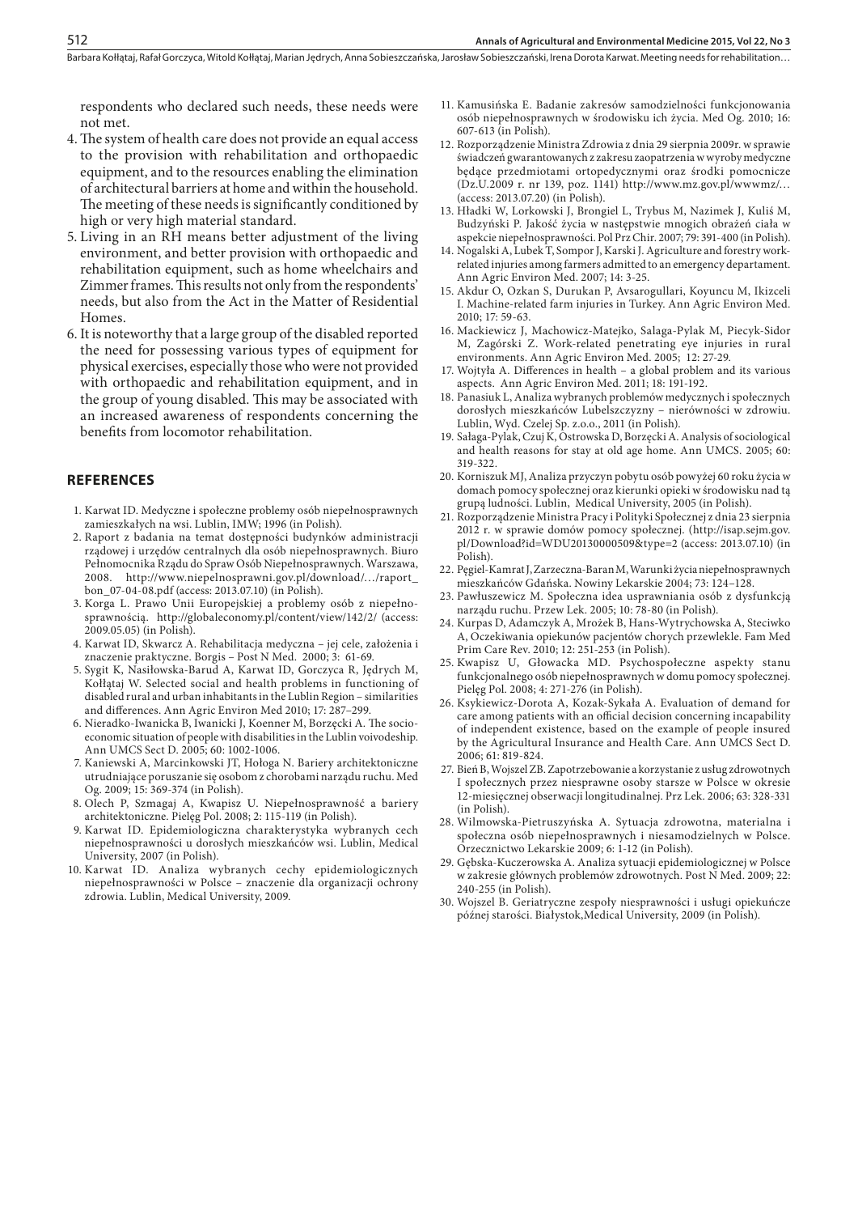respondents who declared such needs, these needs were not met.

4. The system of health care does not provide an equal access to the provision with rehabilitation and orthopaedic equipment, and to the resources enabling the elimination of architectural barriers at home and within the household. The meeting of these needs is significantly conditioned by high or very high material standard.
5. Living in an RH means better adjustment of the living environment, and better provision with orthopaedic and rehabilitation equipment, such as home wheelchairs and Zimmer frames. This results not only from the respondents' needs, but also from the Act in the Matter of Residential Homes.
6. It is noteworthy that a large group of the disabled reported the need for possessing various types of equipment for physical exercises, especially those who were not provided with orthopaedic and rehabilitation equipment, and in the group of young disabled. This may be associated with an increased awareness of respondents concerning the benefits from locomotor rehabilitation.

## REFERENCES

1. Karwat ID. Medyczne i społeczne problemy osób niepełnosprawnych zamieszkałych na wsi. Lublin, IMW; 1996 (in Polish).
2. Raport z badania na temat dostępności budynków administracji rządowej i urzędów centralnych dla osób niepełnosprawnych. Biuro Pełnomocnika Rządu do Spraw Osób Niepełnosprawnych. Warszawa, 2008. http://www.niepelnosprawni.gov.pl/download/…/raport_bon_07-04-08.pdf (access: 2013.07.10) (in Polish).
3. Korga L. Prawo Unii Europejskiej a problemy osób z niepełnosprawnością. http://globaleconomy.pl/content/view/142/2/ (access: 2009.05.05) (in Polish).
4. Karwat ID, Skwarcz A. Rehabilitacja medyczna – jej cele, założenia i znaczenie praktyczne. Borgis – Post N Med. 2000; 3: 61-69.
5. Sygit K, Nasiłowska-Barud A, Karwat ID, Gorczyca R, Jędrych M, Kołłątaj W. Selected social and health problems in functioning of disabled rural and urban inhabitants in the Lublin Region – similarities and differences. Ann Agric Environ Med 2010; 17: 287–299.
6. Nieradko-Iwanicka B, Iwanicki J, Koenner M, Borzęcki A. The socio-economic situation of people with disabilities in the Lublin voivodeship. Ann UMCS Sect D. 2005; 60: 1002-1006.
7. Kaniewski A, Marcinkowski JT, Hołoga N. Bariery architektoniczne utrudniające poruszanie się osobom z chorobami narządu ruchu. Med Og. 2009; 15: 369-374 (in Polish).
8. Olech P, Szmagaj A, Kwapisz U. Niepełnosprawność a bariery architektoniczne. Pielęg Pol. 2008; 2: 115-119 (in Polish).
9. Karwat ID. Epidemiologiczna charakterystyka wybranych cech niepełnosprawności u dorosłych mieszkańców wsi. Lublin, Medical University, 2007 (in Polish).
10. Karwat ID. Analiza wybranych cechy epidemiologicznych niepełnosprawności w Polsce – znaczenie dla organizacji ochrony zdrowia. Lublin, Medical University, 2009.
11. Kamusińska E. Badanie zakresów samodzielności funkcjonowania osób niepełnosprawnych w środowisku ich życia. Med Og. 2010; 16: 607-613 (in Polish).
12. Rozporządzenie Ministra Zdrowia z dnia 29 sierpnia 2009r. w sprawie świadczeń gwarantowanych z zakresu zaopatrzenia w wyroby medyczne będące przedmiotami ortopedycznymi oraz środki pomocnicze (Dz.U.2009 r. nr 139, poz. 1141) http://www.mz.gov.pl/wwwmz/… (access: 2013.07.20) (in Polish).
13. Hładki W, Lorkowski J, Brongiel L, Trybus M, Nazimek J, Kuliś M, Budzyński P. Jakość życia w następstwie mnogich obrażeń ciała w aspekcie niepełnosprawności. Pol Prz Chir. 2007; 79: 391-400 (in Polish).
14. Nogalski A, Lubek T, Sompor J, Karski J. Agriculture and forestry work-related injuries among farmers admitted to an emergency departament. Ann Agric Environ Med. 2007; 14: 3-25.
15. Akdur O, Ozkan S, Durukan P, Avsarogullari, Koyuncu M, Ikizceli I. Machine-related farm injuries in Turkey. Ann Agric Environ Med. 2010; 17: 59-63.
16. Mackiewicz J, Machowicz-Matejko, Salaga-Pylak M, Piecyk-Sidor M, Zagórski Z. Work-related penetrating eye injuries in rural environments. Ann Agric Environ Med. 2005; 12: 27-29.
17. Wojtyła A. Differences in health – a global problem and its various aspects. Ann Agric Environ Med. 2011; 18: 191-192.
18. Panasiuk L, Analiza wybranych problemów medycznych i społecznych dorosłych mieszkańców Lubelszczyzny – nierówności w zdrowiu. Lublin, Wyd. Czelej Sp. z.o.o., 2011 (in Polish).
19. Sałaga-Pylak, Czuj K, Ostrowska D, Borzęcki A. Analysis of sociological and health reasons for stay at old age home. Ann UMCS. 2005; 60: 319-322.
20. Korniszuk MJ, Analiza przyczyn pobytu osób powyżej 60 roku życia w domach pomocy społecznej oraz kierunki opieki w środowisku nad tą grupą ludności. Lublin, Medical University, 2005 (in Polish).
21. Rozporządzenie Ministra Pracy i Polityki Społecznej z dnia 23 sierpnia 2012 r. w sprawie domów pomocy społecznej. (http://isap.sejm.gov.pl/Download?id=WDU20130000509&type=2 (access: 2013.07.10) (in Polish).
22. Pegiel-Kamrat J, Zarzeczna-Baran M, Warunki życia niepełnosprawnych mieszkańców Gdańska. Nowiny Lekarskie 2004; 73: 124–128.
23. Pawłuszewicz M. Społeczna idea usprawniania osób z dysfunkcją narządu ruchu. Przew Lek. 2005; 10: 78-80 (in Polish).
24. Kurpas D, Adamczyk A, Mrożek B, Hans-Wytrychowska A, Steciwko A, Oczekiwania opiekunów pacjentów chorych przewlekle. Fam Med Prim Care Rev. 2010; 12: 251-253 (in Polish).
25. Kwapisz U, Głowacka MD. Psychospołeczne aspekty stanu funkcjonalnego osób niepełnosprawnych w domu pomocy społecznej. Pielęg Pol. 2008; 4: 271-276 (in Polish).
26. Ksykiewicz-Dorota A, Kozak-Sykała A. Evaluation of demand for care among patients with an official decision concerning incapability of independent existence, based on the example of people insured by the Agricultural Insurance and Health Care. Ann UMCS Sect D. 2006; 61: 819-824.
27. Bień B, Wojszel ZB. Zapotrzebowanie a korzystanie z usług zdrowotnych I społecznych przez niesprawne osoby starsze w Polsce w okresie 12-miesięcznej obserwacji longitudinalnej. Prz Lek. 2006; 63: 328-331 (in Polish).
28. Wilmowska-Pietruszyńska A. Sytuacja zdrowotna, materialna i społeczna osób niepełnosprawnych i niesamodzielnych w Polsce. Orzecznictwo Lekarskie 2009; 6: 1-12 (in Polish).
29. Gębska-Kuczerowska A. Analiza sytuacji epidemiologicznej w Polsce w zakresie głównych problemów zdrowotnych. Post N Med. 2009; 22: 240-255 (in Polish).
30. Wojszel B. Geriatryczne zespoły niesprawności i usługi opiekuńcze późnej starości. Białystok,Medical University, 2009 (in Polish).